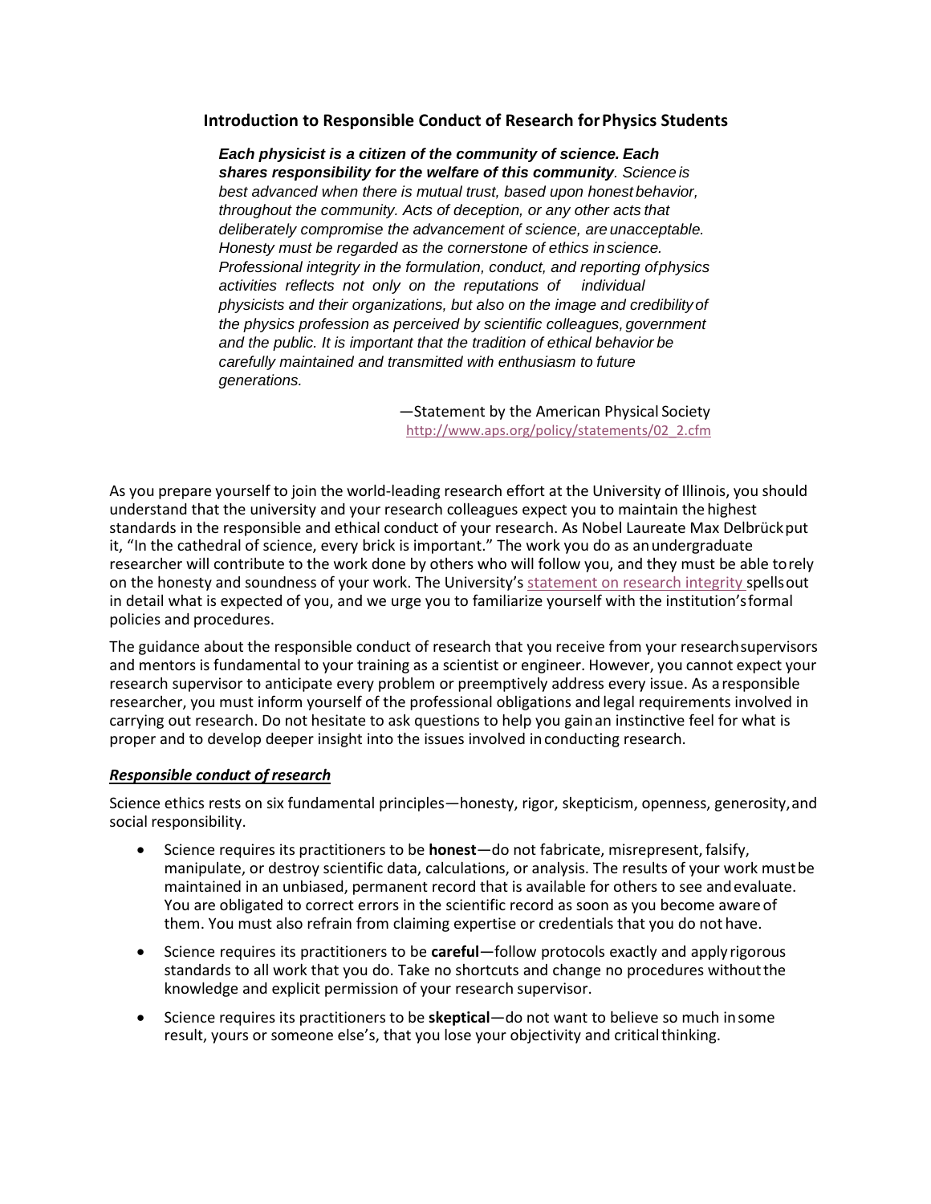## Introduction to Responsible Conduct of Research for Physics Students

> ***Each physicist is a citizen of the community of science. Each shares responsibility for the welfare of this community****. Science is best advanced when there is mutual trust, based upon honest behavior, throughout the community. Acts of deception, or any other acts that deliberately compromise the advancement of science, are unacceptable. Honesty must be regarded as the cornerstone of ethics in science. Professional integrity in the formulation, conduct, and reporting of physics activities reflects not only on the reputations of individual physicists and their organizations, but also on the image and credibility of the physics profession as perceived by scientific colleagues, government and the public. It is important that the tradition of ethical behavior be carefully maintained and transmitted with enthusiasm to future generations.*
>
> —Statement by the American Physical Society
> http://www.aps.org/policy/statements/02_2.cfm

As you prepare yourself to join the world-leading research effort at the University of Illinois, you should understand that the university and your research colleagues expect you to maintain the highest standards in the responsible and ethical conduct of your research. As Nobel Laureate Max Delbrück put it, "In the cathedral of science, every brick is important." The work you do as an undergraduate researcher will contribute to the work done by others who will follow you, and they must be able to rely on the honesty and soundness of your work. The University's statement on research integrity spells out in detail what is expected of you, and we urge you to familiarize yourself with the institution's formal policies and procedures.

The guidance about the responsible conduct of research that you receive from your research supervisors and mentors is fundamental to your training as a scientist or engineer. However, you cannot expect your research supervisor to anticipate every problem or preemptively address every issue. As a responsible researcher, you must inform yourself of the professional obligations and legal requirements involved in carrying out research. Do not hesitate to ask questions to help you gain an instinctive feel for what is proper and to develop deeper insight into the issues involved in conducting research.

### ***Responsible conduct of research***

Science ethics rests on six fundamental principles—honesty, rigor, skepticism, openness, generosity, and social responsibility.

- Science requires its practitioners to be **honest**—do not fabricate, misrepresent, falsify, manipulate, or destroy scientific data, calculations, or analysis. The results of your work must be maintained in an unbiased, permanent record that is available for others to see and evaluate. You are obligated to correct errors in the scientific record as soon as you become aware of them. You must also refrain from claiming expertise or credentials that you do not have.
- Science requires its practitioners to be **careful**—follow protocols exactly and apply rigorous standards to all work that you do. Take no shortcuts and change no procedures without the knowledge and explicit permission of your research supervisor.
- Science requires its practitioners to be **skeptical**—do not want to believe so much in some result, yours or someone else's, that you lose your objectivity and critical thinking.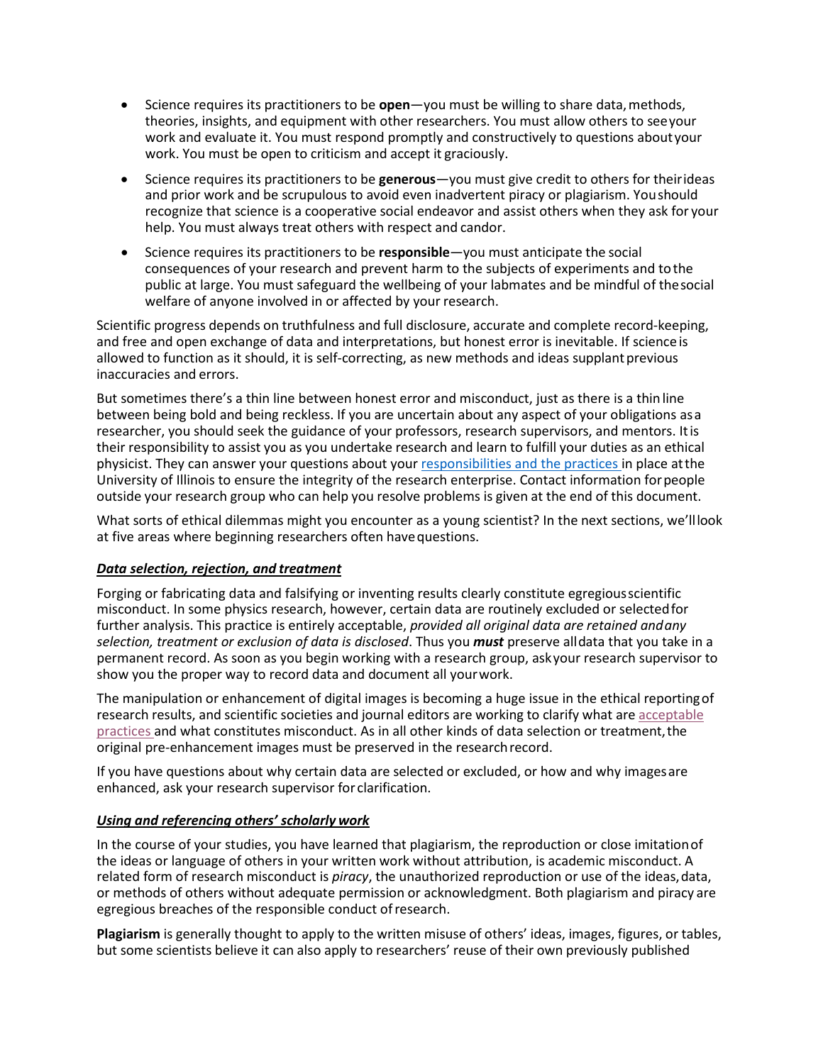- Science requires its practitioners to be **open**—you must be willing to share data, methods, theories, insights, and equipment with other researchers. You must allow others to see your work and evaluate it. You must respond promptly and constructively to questions about your work. You must be open to criticism and accept it graciously.
- Science requires its practitioners to be **generous**—you must give credit to others for their ideas and prior work and be scrupulous to avoid even inadvertent piracy or plagiarism. You should recognize that science is a cooperative social endeavor and assist others when they ask for your help. You must always treat others with respect and candor.
- Science requires its practitioners to be **responsible**—you must anticipate the social consequences of your research and prevent harm to the subjects of experiments and to the public at large. You must safeguard the wellbeing of your labmates and be mindful of the social welfare of anyone involved in or affected by your research.

Scientific progress depends on truthfulness and full disclosure, accurate and complete record-keeping, and free and open exchange of data and interpretations, but honest error is inevitable. If science is allowed to function as it should, it is self-correcting, as new methods and ideas supplant previous inaccuracies and errors.

But sometimes there's a thin line between honest error and misconduct, just as there is a thin line between being bold and being reckless. If you are uncertain about any aspect of your obligations as a researcher, you should seek the guidance of your professors, research supervisors, and mentors. It is their responsibility to assist you as you undertake research and learn to fulfill your duties as an ethical physicist. They can answer your questions about your responsibilities and the practices in place at the University of Illinois to ensure the integrity of the research enterprise. Contact information for people outside your research group who can help you resolve problems is given at the end of this document.

What sorts of ethical dilemmas might you encounter as a young scientist? In the next sections, we'll look at five areas where beginning researchers often have questions.

***Data selection, rejection, and treatment***

Forging or fabricating data and falsifying or inventing results clearly constitute egregious scientific misconduct. In some physics research, however, certain data are routinely excluded or selected for further analysis. This practice is entirely acceptable, *provided all original data are retained and any selection, treatment or exclusion of data is disclosed*. Thus you ***must*** preserve all data that you take in a permanent record. As soon as you begin working with a research group, ask your research supervisor to show you the proper way to record data and document all your work.

The manipulation or enhancement of digital images is becoming a huge issue in the ethical reporting of research results, and scientific societies and journal editors are working to clarify what are acceptable practices and what constitutes misconduct. As in all other kinds of data selection or treatment, the original pre-enhancement images must be preserved in the research record.

If you have questions about why certain data are selected or excluded, or how and why images are enhanced, ask your research supervisor for clarification.

***Using and referencing others' scholarly work***

In the course of your studies, you have learned that plagiarism, the reproduction or close imitation of the ideas or language of others in your written work without attribution, is academic misconduct. A related form of research misconduct is *piracy*, the unauthorized reproduction or use of the ideas, data, or methods of others without adequate permission or acknowledgment. Both plagiarism and piracy are egregious breaches of the responsible conduct of research.

**Plagiarism** is generally thought to apply to the written misuse of others' ideas, images, figures, or tables, but some scientists believe it can also apply to researchers' reuse of their own previously published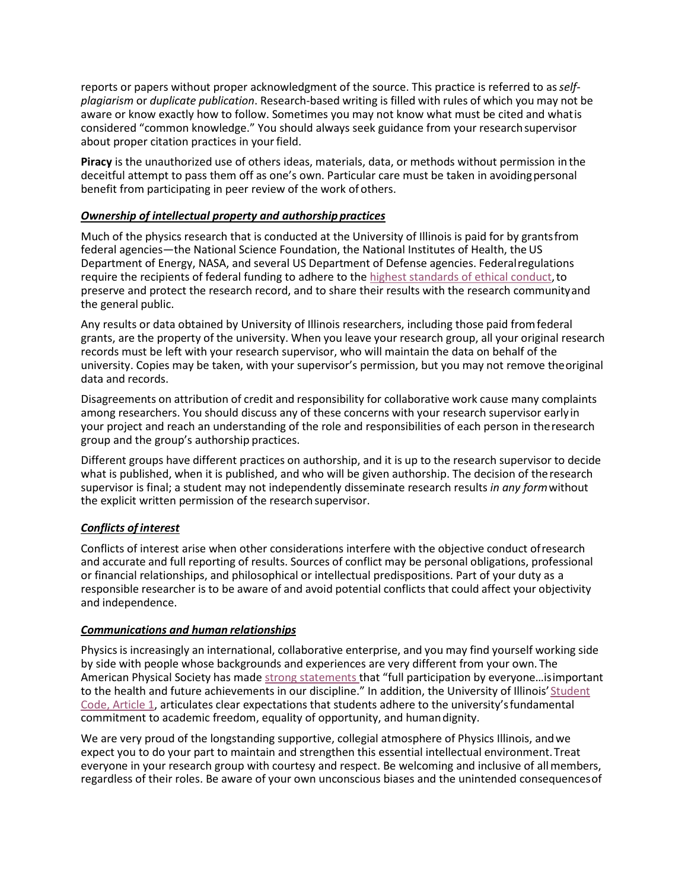reports or papers without proper acknowledgment of the source. This practice is referred to as *self-plagiarism* or *duplicate publication*. Research-based writing is filled with rules of which you may not be aware or know exactly how to follow. Sometimes you may not know what must be cited and what is considered "common knowledge." You should always seek guidance from your research supervisor about proper citation practices in your field.

**Piracy** is the unauthorized use of others ideas, materials, data, or methods without permission in the deceitful attempt to pass them off as one's own. Particular care must be taken in avoiding personal benefit from participating in peer review of the work of others.

### ***Ownership of intellectual property and authorship practices***

Much of the physics research that is conducted at the University of Illinois is paid for by grants from federal agencies—the National Science Foundation, the National Institutes of Health, the US Department of Energy, NASA, and several US Department of Defense agencies. Federal regulations require the recipients of federal funding to adhere to the highest standards of ethical conduct, to preserve and protect the research record, and to share their results with the research community and the general public.

Any results or data obtained by University of Illinois researchers, including those paid from federal grants, are the property of the university. When you leave your research group, all your original research records must be left with your research supervisor, who will maintain the data on behalf of the university. Copies may be taken, with your supervisor's permission, but you may not remove the original data and records.

Disagreements on attribution of credit and responsibility for collaborative work cause many complaints among researchers. You should discuss any of these concerns with your research supervisor early in your project and reach an understanding of the role and responsibilities of each person in the research group and the group's authorship practices.

Different groups have different practices on authorship, and it is up to the research supervisor to decide what is published, when it is published, and who will be given authorship. The decision of the research supervisor is final; a student may not independently disseminate research results *in any form* without the explicit written permission of the research supervisor.

### ***Conflicts of interest***

Conflicts of interest arise when other considerations interfere with the objective conduct of research and accurate and full reporting of results. Sources of conflict may be personal obligations, professional or financial relationships, and philosophical or intellectual predispositions. Part of your duty as a responsible researcher is to be aware of and avoid potential conflicts that could affect your objectivity and independence.

### ***Communications and human relationships***

Physics is increasingly an international, collaborative enterprise, and you may find yourself working side by side with people whose backgrounds and experiences are very different from your own. The American Physical Society has made strong statements that "full participation by everyone…is important to the health and future achievements in our discipline." In addition, the University of Illinois' Student Code, Article 1, articulates clear expectations that students adhere to the university's fundamental commitment to academic freedom, equality of opportunity, and human dignity.

We are very proud of the longstanding supportive, collegial atmosphere of Physics Illinois, and we expect you to do your part to maintain and strengthen this essential intellectual environment. Treat everyone in your research group with courtesy and respect. Be welcoming and inclusive of all members, regardless of their roles. Be aware of your own unconscious biases and the unintended consequences of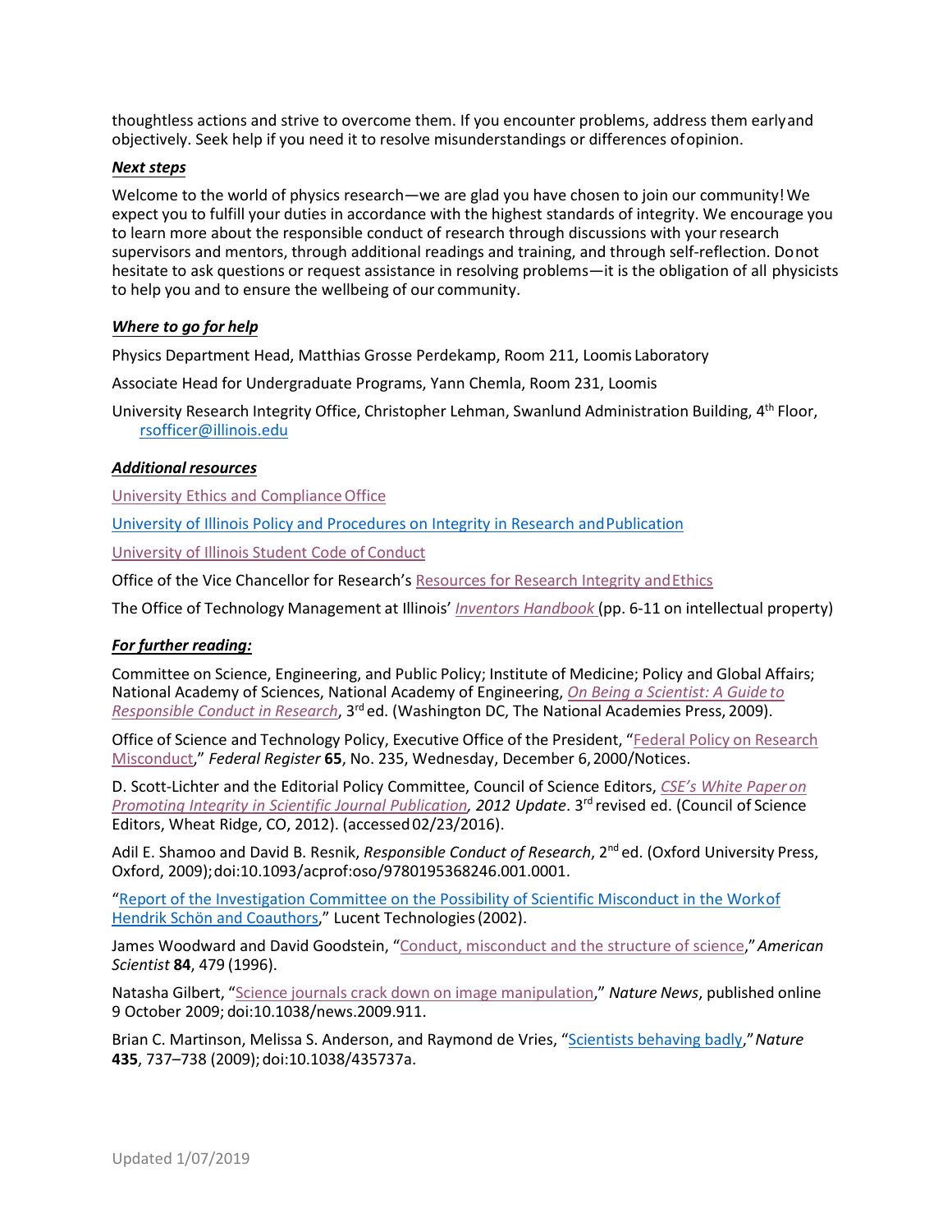thoughtless actions and strive to overcome them. If you encounter problems, address them early and objectively. Seek help if you need it to resolve misunderstandings or differences of opinion.

***Next steps***

Welcome to the world of physics research—we are glad you have chosen to join our community! We expect you to fulfill your duties in accordance with the highest standards of integrity. We encourage you to learn more about the responsible conduct of research through discussions with your research supervisors and mentors, through additional readings and training, and through self-reflection. Do not hesitate to ask questions or request assistance in resolving problems—it is the obligation of all physicists to help you and to ensure the wellbeing of our community.

***Where to go for help***

Physics Department Head, Matthias Grosse Perdekamp, Room 211, Loomis Laboratory

Associate Head for Undergraduate Programs, Yann Chemla, Room 231, Loomis

University Research Integrity Office, Christopher Lehman, Swanlund Administration Building, 4th Floor, rsofficer@illinois.edu

***Additional resources***

University Ethics and Compliance Office

University of Illinois Policy and Procedures on Integrity in Research and Publication

University of Illinois Student Code of Conduct

Office of the Vice Chancellor for Research's Resources for Research Integrity and Ethics

The Office of Technology Management at Illinois' *Inventors Handbook* (pp. 6-11 on intellectual property)

***For further reading:***

Committee on Science, Engineering, and Public Policy; Institute of Medicine; Policy and Global Affairs; National Academy of Sciences, National Academy of Engineering, *On Being a Scientist: A Guide to Responsible Conduct in Research*, 3rd ed. (Washington DC, The National Academies Press, 2009).

Office of Science and Technology Policy, Executive Office of the President, "Federal Policy on Research Misconduct," *Federal Register* **65**, No. 235, Wednesday, December 6, 2000/Notices.

D. Scott-Lichter and the Editorial Policy Committee, Council of Science Editors, *CSE's White Paper on Promoting Integrity in Scientific Journal Publication, 2012 Update*. 3rd revised ed. (Council of Science Editors, Wheat Ridge, CO, 2012). (accessed 02/23/2016).

Adil E. Shamoo and David B. Resnik, *Responsible Conduct of Research*, 2nd ed. (Oxford University Press, Oxford, 2009); doi:10.1093/acprof:oso/9780195368246.001.0001.

"Report of the Investigation Committee on the Possibility of Scientific Misconduct in the Work of Hendrik Schön and Coauthors," Lucent Technologies (2002).

James Woodward and David Goodstein, "Conduct, misconduct and the structure of science," *American Scientist* **84**, 479 (1996).

Natasha Gilbert, "Science journals crack down on image manipulation," *Nature News*, published online 9 October 2009; doi:10.1038/news.2009.911.

Brian C. Martinson, Melissa S. Anderson, and Raymond de Vries, "Scientists behaving badly," *Nature* **435**, 737–738 (2009); doi:10.1038/435737a.

Updated 1/07/2019